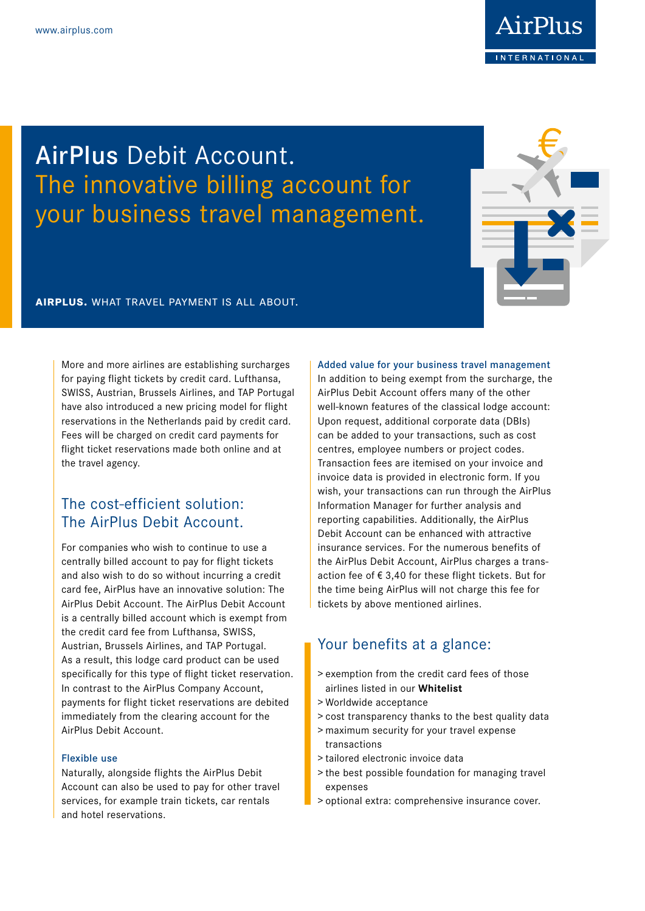www.airplus.com

AirPlus INTERNATIONAL

# AirPlus Debit Account. The innovative billing account for your business travel management.

**AIRPLUS.** WHAT TRAVEL PAYMENT IS ALL ABOUT.

More and more airlines are establishing surcharges for paying flight tickets by credit card. Lufthansa, SWISS, Austrian, Brussels Airlines, and TAP Portugal have also introduced a new pricing model for flight reservations in the Netherlands paid by credit card. Fees will be charged on credit card payments for flight ticket reservations made both online and at the travel agency.

## The cost-efficient solution: The AirPlus Debit Account.

For companies who wish to continue to use a centrally billed account to pay for flight tickets and also wish to do so without incurring a credit card fee, AirPlus have an innovative solution: The AirPlus Debit Account. The AirPlus Debit Account is a centrally billed account which is exempt from the credit card fee from Lufthansa, SWISS, Austrian, Brussels Airlines, and TAP Portugal. As a result, this lodge card product can be used specifically for this type of flight ticket reservation. In contrast to the AirPlus Company Account, payments for flight ticket reservations are debited immediately from the clearing account for the AirPlus Debit Account.

### Flexible use

Naturally, alongside flights the AirPlus Debit Account can also be used to pay for other travel services, for example train tickets, car rentals and hotel reservations.

### Added value for your business travel management

In addition to being exempt from the surcharge, the AirPlus Debit Account offers many of the other well-known features of the classical lodge account: Upon request, additional corporate data (DBIs) can be added to your transactions, such as cost centres, employee numbers or project codes. Transaction fees are itemised on your invoice and invoice data is provided in electronic form. If you wish, your transactions can run through the AirPlus Information Manager for further analysis and reporting capabilities. Additionally, the AirPlus Debit Account can be enhanced with attractive insurance services. For the numerous benefits of the AirPlus Debit Account, AirPlus charges a transaction fee of € 3,40 for these flight tickets. But for the time being AirPlus will not charge this fee for tickets by above mentioned airlines.

## Your benefits at a glance:

- > exemption from the credit card fees of those airlines listed in our **Whitelist**
- > Worldwide acceptance
- > cost transparency thanks to the best quality data
- > maximum security for your travel expense transactions
- > tailored electronic invoice data
- > the best possible foundation for managing travel expenses
- > optional extra: comprehensive insurance cover.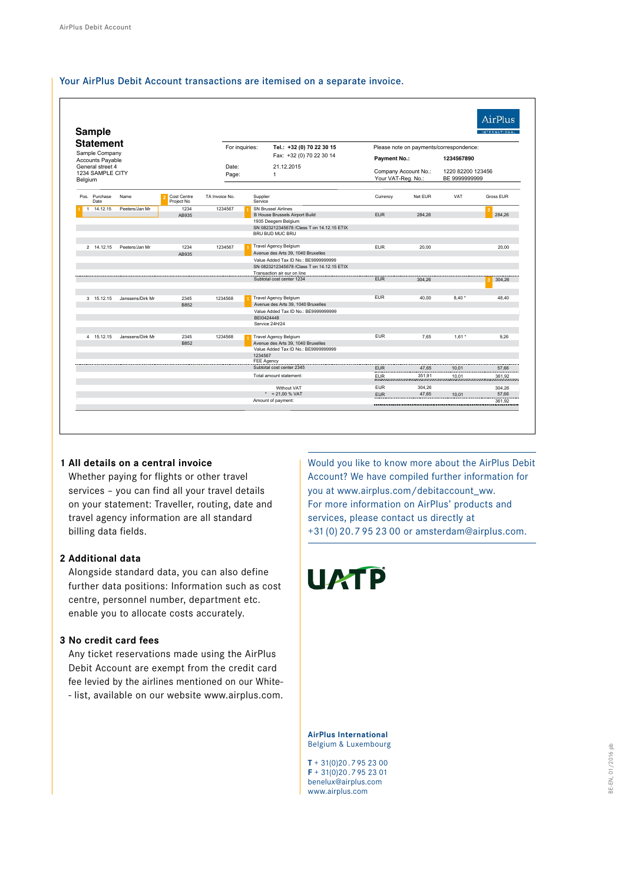Your AirPlus Debit Account transactions are itemised on a separate invoice.

**Sample Statement**

Sample Company
Accounts Payable
General street 4
1234 SAMPLE CITY
Belgium

For inquiries: Tel.: +32 (0) 70 22 30 15
Fax: +32 (0) 70 22 30 14

Date: 21.12.2015
Page: 1

Please note on payments/correspondence:
Payment No.: 1234567890
Company Account No.: 1220 82200 123456
Your VAT-Reg. No.: BE 9999999999

| Pos. | Purchase Date | Name | Cost Centre Project No | TA Invoice No. | Supplier Service | Currency | Net EUR | VAT | Gross EUR |
|---|---|---|---|---|---|---|---|---|---|
| 1 | 14.12.15 | Peeters/Jan Mr | 1234 AB935 | 1234567 | SN Brussel Airlines B House Brussels Airport Build 1935 Deegem Belgium SN 0823212345678 /Class T on 14.12.15 ETIX BRU BUD MUC BRU | EUR | 284,26 | | 284,26 |
| 2 | 14.12.15 | Peeters/Jan Mr | 1234 AB935 | 1234567 | Travel Agency Belgium Avenue des Arts 39, 1040 Bruxelles Value Added Tax ID No.: BE9999999999 SN 0823212345678 /Class T on 14.12.15 ETIX Transaction air eur on line | EUR | 20,00 | | 20,00 |
| | | | | | Subtotal cost center 1234 | EUR | 304,26 | | 304,26 |
| 3 | 15.12.15 | Janssens/Dirk Mr | 2345 B852 | 1234568 | Travel Agency Belgium Avenue des Arts 39, 1040 Bruxelles Value Added Tax ID No.: BE9999999999 BEI0424448 Service 24H/24 | EUR | 40,00 | 8,40 * | 48,40 |
| 4 | 15.12.15 | Janssens/Dirk Mr | 2345 B852 | 1234568 | Travel Agency Belgium Avenue des Arts 39, 1040 Bruxelles Value Added Tax ID No.: BE9999999999 1234567 FEE Agency | EUR | 7,65 | 1,61 * | 9,26 |
| | | | | | Subtotal cost center 2345 | EUR | 47,65 | 10,01 | 57,66 |
| | | | | | Total amount statement: | EUR | 351,91 | 10,01 | 361,92 |
| | | | | | Without VAT | EUR | 304,26 | | 304,26 |
| | | | | | * = 21,00 % VAT | EUR | 47,65 | 10,01 | 57,66 |
| | | | | | Amount of payment: | | | | 361,92 |

### 1 All details on a central invoice

Whether paying for flights or other travel services – you can find all your travel details on your statement: Traveller, routing, date and travel agency information are all standard billing data fields.

### 2 Additional data

Alongside standard data, you can also define further data positions: Information such as cost centre, personnel number, department etc. enable you to allocate costs accurately.

### 3 No credit card fees

Any ticket reservations made using the AirPlus Debit Account are exempt from the credit card fee levied by the airlines mentioned on our White- - list, available on our website www.airplus.com.

Would you like to know more about the AirPlus Debit Account? We have compiled further information for you at www.airplus.com/debitaccount_ww.
For more information on AirPlus' products and services, please contact us directly at +31 (0) 20.7 95 23 00 or amsterdam@airplus.com.

UATP

**AirPlus International**
Belgium & Luxembourg

**T** + 31(0)20.7 95 23 00
**F** + 31(0)20.7 95 23 01
benelux@airplus.com
www.airplus.com

BE-EN, 01/2016 pb